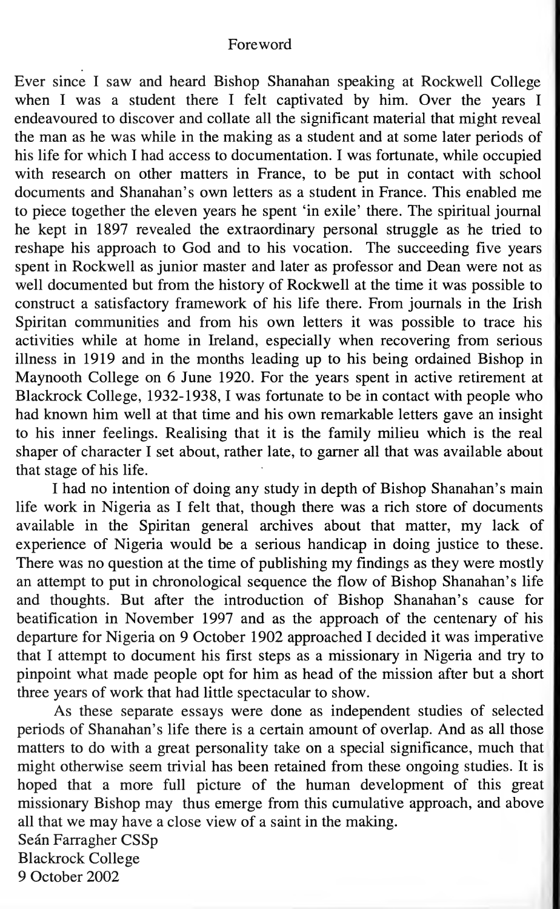# Foreword

Ever since I saw and heard Bishop Shanahan speaking at Rockwell College when I was a student there I felt captivated by him. Over the years I endeavoured to discover and collate all the significant material that might reveal the man as he was while in the making as a student and at some later periods of his life for which I had access to documentation. I was fortunate, while occupied with research on other matters in France, to be put in contact with school documents and Shanahan's own letters as a student in France. This enabled me to piece together the eleven years he spent 'in exile' there. The spiritual journal he kept in 1897 revealed the extraordinary personal struggle as he tried to reshape his approach to God and to his vocation. The succeeding five years spent in Rockwell as junior master and later as professor and Dean were not as well documented but from the history of Rockwell at the time it was possible to construct a satisfactory framework of his life there. From journals in the Irish Spiritan communities and from his own letters it was possible to trace his activities while at home in Ireland, especially when recovering from serious illness in 1919 and in the months leading up to his being ordained Bishop in Maynooth College on 6 June 1920. For the years spent in active retirement at Blackrock College, 1932-1938, I was fortunate to be in contact with people who had known him well at that time and his own remarkable letters gave an insight to his inner feelings. Realising that it is the family milieu which is the real shaper of character I set about, rather late, to garner all that was available about that stage of his life.

I had no intention of doing any study in depth of Bishop Shanahan's main life work in Nigeria as I felt that, though there was a rich store of documents available in the Spiritan general archives about that matter, my lack of experience of Nigeria would be a serious handicap in doing justice to these. There was no question at the time of publishing my findings as they were mostly an attempt to put in chronological sequence the flow of Bishop Shanahan's life and thoughts. But after the introduction of Bishop Shanahan's cause for beatification in November 1997 and as the approach of the centenary of his departure for Nigeria on 9 October 1902 approached I decided it was imperative that I attempt to document his first steps as a missionary in Nigeria and try to pinpoint what made people opt for him as head of the mission after but a short three years of work that had little spectacular to show.

As these separate essays were done as independent studies of selected periods of Shanahan's life there is a certain amount of overlap. And as all those matters to do with a great personality take on a special significance, much that might otherwise seem trivial has been retained from these ongoing studies. It is hoped that a more full picture of the human development of this great missionary Bishop may thus emerge from this cumulative approach, and above all that we may have a close view of a saint in the making.

Seán Farragher CSSp
Blackrock College
9 October 2002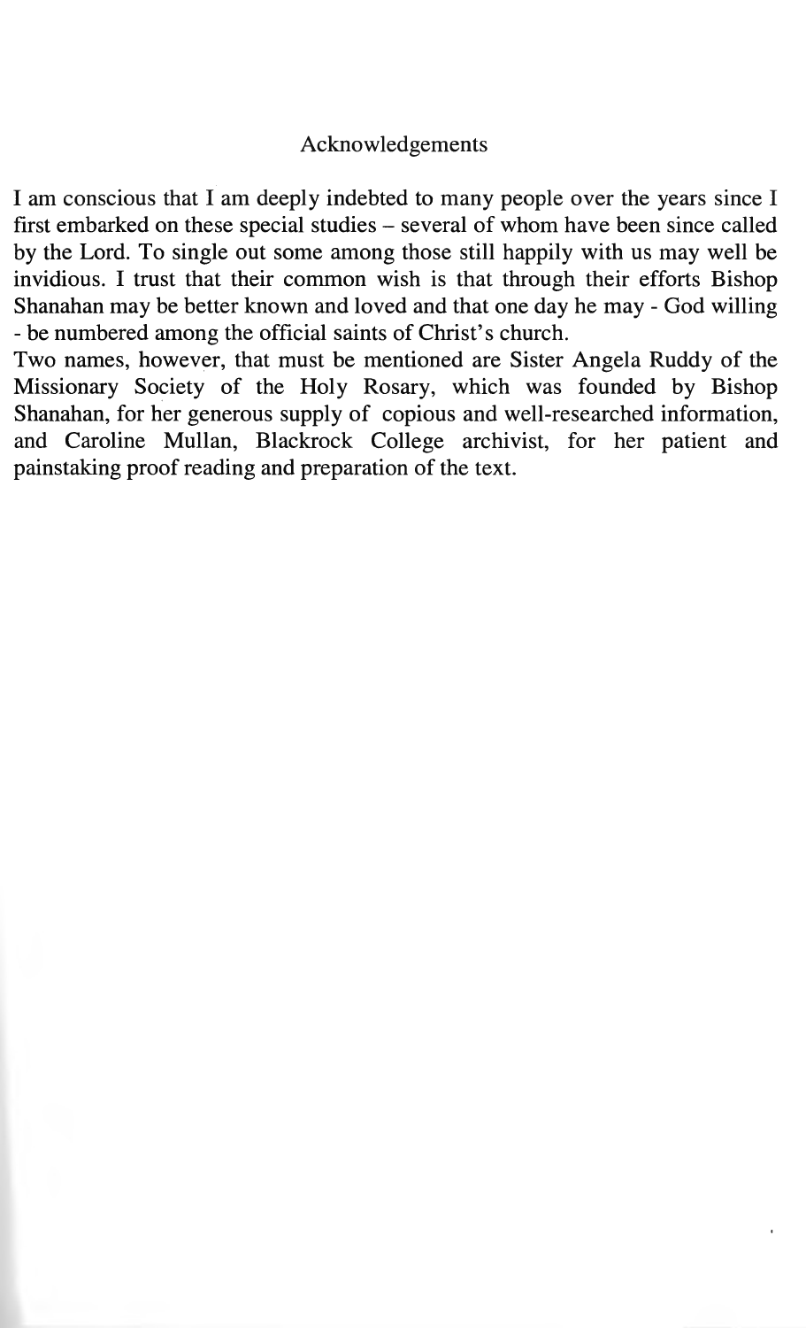# Acknowledgements

I am conscious that I am deeply indebted to many people over the years since I first embarked on these special studies – several of whom have been since called by the Lord. To single out some among those still happily with us may well be invidious. I trust that their common wish is that through their efforts Bishop Shanahan may be better known and loved and that one day he may - God willing - be numbered among the official saints of Christ's church.

Two names, however, that must be mentioned are Sister Angela Ruddy of the Missionary Society of the Holy Rosary, which was founded by Bishop Shanahan, for her generous supply of copious and well-researched information, and Caroline Mullan, Blackrock College archivist, for her patient and painstaking proof reading and preparation of the text.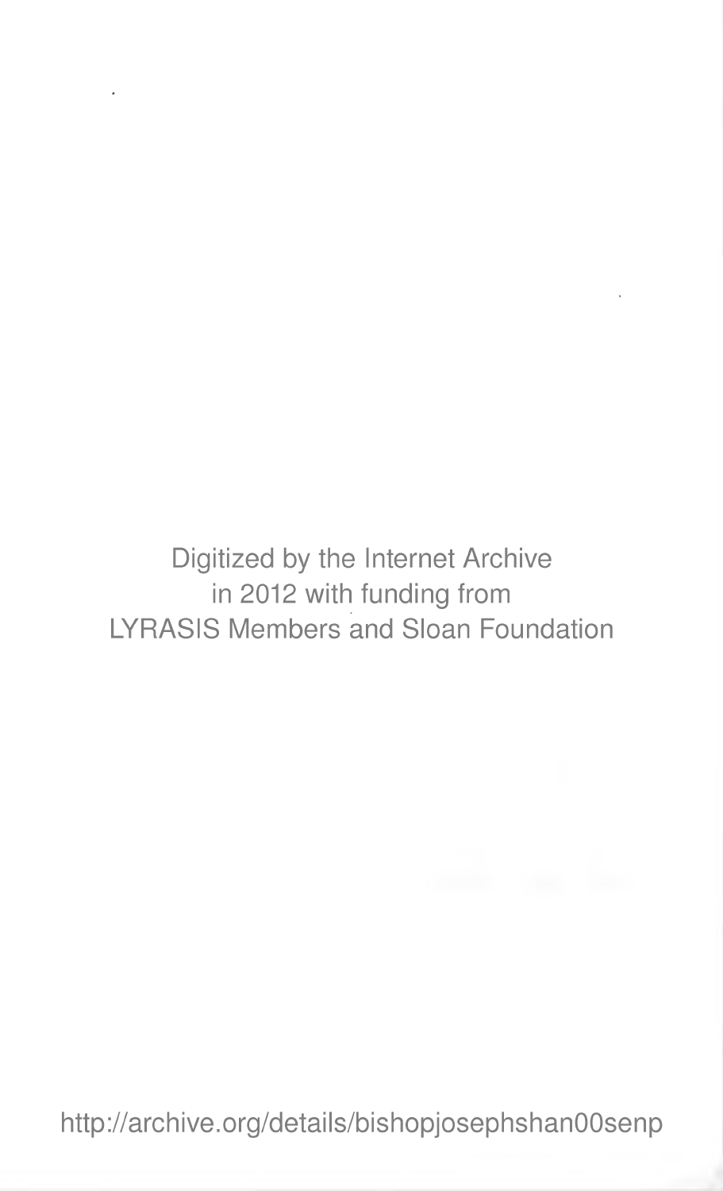Digitized by the Internet Archive
in 2012 with funding from
LYRASIS Members and Sloan Foundation

http://archive.org/details/bishopjosephshan00senp